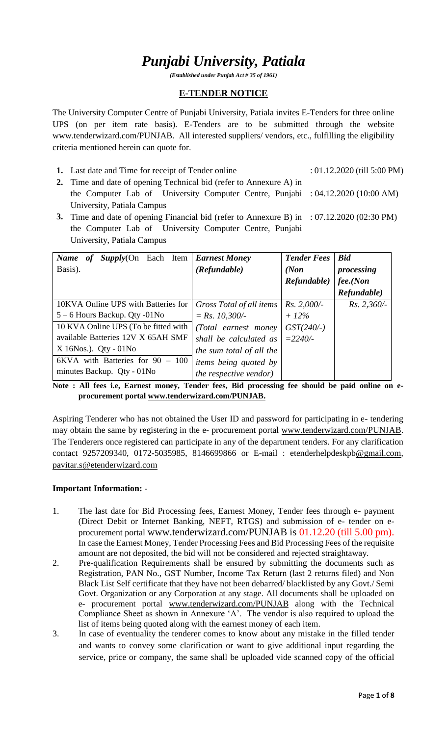# *Punjabi University, Patiala*

*(Established under Punjab Act # 35 of 1961)*

## E-TENDER NOTICE

The University Computer Centre of Punjabi University, Patiala invites E-Tenders for three online UPS (on per item rate basis). E-Tenders are to be submitted through the website www.tenderwizard.com/PUNJAB. All interested suppliers/ vendors, etc., fulfilling the eligibility criteria mentioned herein can quote for.

1. Last date and Time for receipt of Tender online : 01.12.2020 (till 5:00 PM)
2. Time and date of opening Technical bid (refer to Annexure A) in the Computer Lab of University Computer Centre, Punjabi University, Patiala Campus : 04.12.2020 (10:00 AM)
3. Time and date of opening Financial bid (refer to Annexure B) in the Computer Lab of University Computer Centre, Punjabi University, Patiala Campus : 07.12.2020 (02:30 PM)

| ***Name of Supply***(On Each Item Basis). | ***Earnest Money (Refundable)*** | ***Tender Fees (Non Refundable)*** | ***Bid processing fee.(Non Refundable)*** |
|---|---|---|---|
| 10KVA Online UPS with Batteries for 5 – 6 Hours Backup. Qty -01No<br>10 KVA Online UPS (To be fitted with available Batteries 12V X 65AH SMF X 16Nos.). Qty - 01No<br>6KVA with Batteries for 90 – 100 minutes Backup. Qty - 01No | *Gross Total of all items = Rs. 10,300/-*<br>*(Total earnest money shall be calculated as the sum total of all the items being quoted by the respective vendor)* | *Rs. 2,000/- + 12% GST(240/-) =2240/-* | *Rs. 2,360/-* |

**Note : All fees i.e, Earnest money, Tender fees, Bid processing fee should be paid online on e-procurement portal www.tenderwizard.com/PUNJAB.**

Aspiring Tenderer who has not obtained the User ID and password for participating in e- tendering may obtain the same by registering in the e- procurement portal www.tenderwizard.com/PUNJAB. The Tenderers once registered can participate in any of the department tenders. For any clarification contact 9257209340, 0172-5035985, 8146699866 or E-mail : etenderhelpdeskpb@gmail.com, pavitar.s@etenderwizard.com

**Important Information: -**

1. The last date for Bid Processing fees, Earnest Money, Tender fees through e- payment (Direct Debit or Internet Banking, NEFT, RTGS) and submission of e- tender on e-procurement portal www.tenderwizard.com/PUNJAB is 01.12.20 (till 5.00 pm). In case the Earnest Money, Tender Processing Fees and Bid Processing Fees of the requisite amount are not deposited, the bid will not be considered and rejected straightaway.
2. Pre-qualification Requirements shall be ensured by submitting the documents such as Registration, PAN No., GST Number, Income Tax Return (last 2 returns filed) and Non Black List Self certificate that they have not been debarred/ blacklisted by any Govt./ Semi Govt. Organization or any Corporation at any stage. All documents shall be uploaded on e- procurement portal www.tenderwizard.com/PUNJAB along with the Technical Compliance Sheet as shown in Annexure 'A'. The vendor is also required to upload the list of items being quoted along with the earnest money of each item.
3. In case of eventuality the tenderer comes to know about any mistake in the filled tender and wants to convey some clarification or want to give additional input regarding the service, price or company, the same shall be uploaded vide scanned copy of the official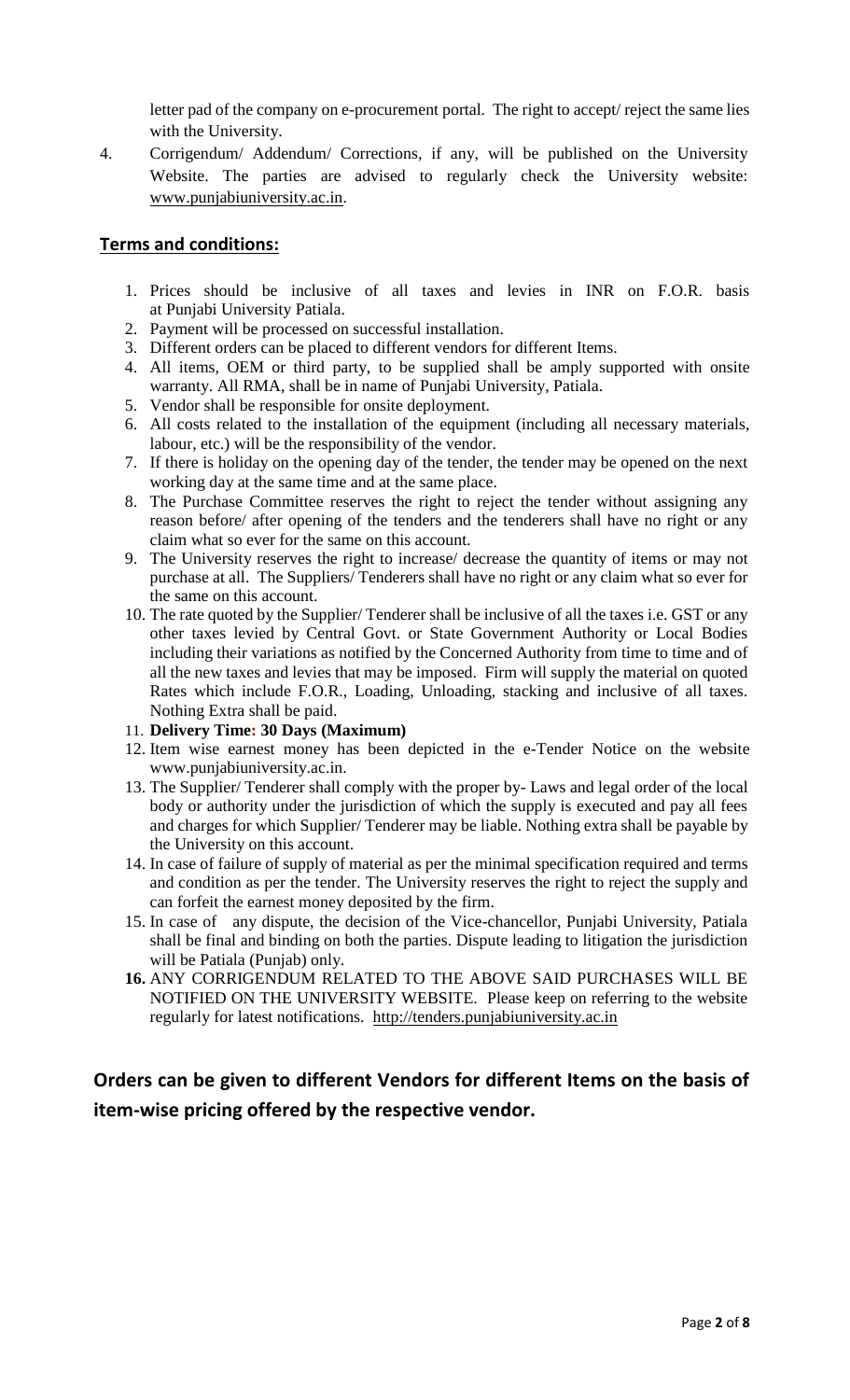letter pad of the company on e-procurement portal. The right to accept/ reject the same lies with the University.

4. Corrigendum/ Addendum/ Corrections, if any, will be published on the University Website. The parties are advised to regularly check the University website: www.punjabiuniversity.ac.in.

## Terms and conditions:

1. Prices should be inclusive of all taxes and levies in INR on F.O.R. basis at Punjabi University Patiala.
2. Payment will be processed on successful installation.
3. Different orders can be placed to different vendors for different Items.
4. All items, OEM or third party, to be supplied shall be amply supported with onsite warranty. All RMA, shall be in name of Punjabi University, Patiala.
5. Vendor shall be responsible for onsite deployment.
6. All costs related to the installation of the equipment (including all necessary materials, labour, etc.) will be the responsibility of the vendor.
7. If there is holiday on the opening day of the tender, the tender may be opened on the next working day at the same time and at the same place.
8. The Purchase Committee reserves the right to reject the tender without assigning any reason before/ after opening of the tenders and the tenderers shall have no right or any claim what so ever for the same on this account.
9. The University reserves the right to increase/ decrease the quantity of items or may not purchase at all. The Suppliers/ Tenderers shall have no right or any claim what so ever for the same on this account.
10. The rate quoted by the Supplier/ Tenderer shall be inclusive of all the taxes i.e. GST or any other taxes levied by Central Govt. or State Government Authority or Local Bodies including their variations as notified by the Concerned Authority from time to time and of all the new taxes and levies that may be imposed. Firm will supply the material on quoted Rates which include F.O.R., Loading, Unloading, stacking and inclusive of all taxes. Nothing Extra shall be paid.
11. **Delivery Time: 30 Days (Maximum)**
12. Item wise earnest money has been depicted in the e-Tender Notice on the website www.punjabiuniversity.ac.in.
13. The Supplier/ Tenderer shall comply with the proper by- Laws and legal order of the local body or authority under the jurisdiction of which the supply is executed and pay all fees and charges for which Supplier/ Tenderer may be liable. Nothing extra shall be payable by the University on this account.
14. In case of failure of supply of material as per the minimal specification required and terms and condition as per the tender. The University reserves the right to reject the supply and can forfeit the earnest money deposited by the firm.
15. In case of any dispute, the decision of the Vice-chancellor, Punjabi University, Patiala shall be final and binding on both the parties. Dispute leading to litigation the jurisdiction will be Patiala (Punjab) only.
16. ANY CORRIGENDUM RELATED TO THE ABOVE SAID PURCHASES WILL BE NOTIFIED ON THE UNIVERSITY WEBSITE. Please keep on referring to the website regularly for latest notifications. http://tenders.punjabiuniversity.ac.in

**Orders can be given to different Vendors for different Items on the basis of item-wise pricing offered by the respective vendor.**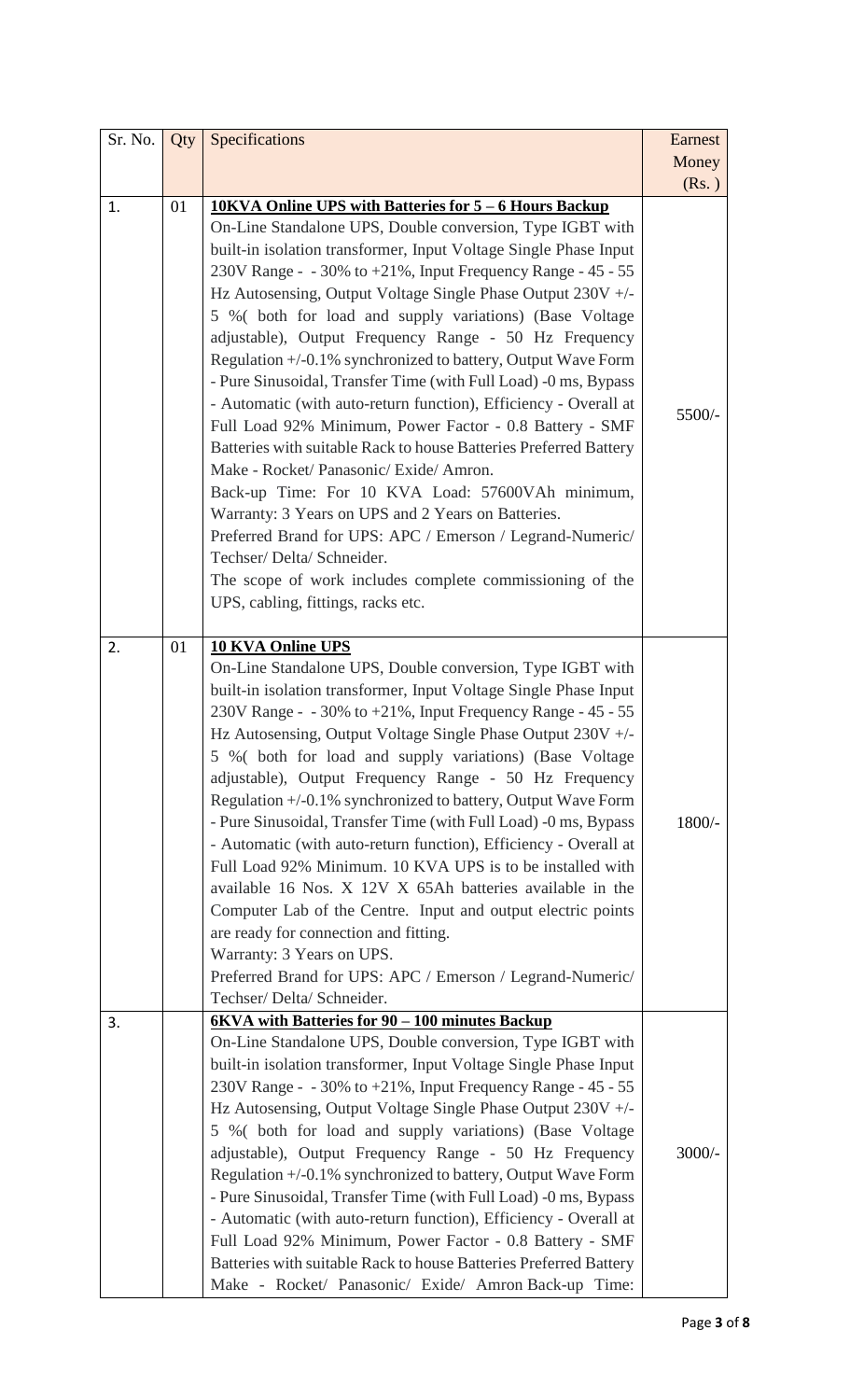| Sr. No. | Qty | Specifications | Earnest Money (Rs. ) |
|---|---|---|---|
| 1. | 01 | **10KVA Online UPS with Batteries for 5 – 6 Hours Backup**<br>On-Line Standalone UPS, Double conversion, Type IGBT with built-in isolation transformer, Input Voltage Single Phase Input 230V Range - - 30% to +21%, Input Frequency Range - 45 - 55 Hz Autosensing, Output Voltage Single Phase Output 230V +/- 5 %( both for load and supply variations) (Base Voltage adjustable), Output Frequency Range - 50 Hz Frequency Regulation +/-0.1% synchronized to battery, Output Wave Form - Pure Sinusoidal, Transfer Time (with Full Load) -0 ms, Bypass - Automatic (with auto-return function), Efficiency - Overall at Full Load 92% Minimum, Power Factor - 0.8 Battery - SMF Batteries with suitable Rack to house Batteries Preferred Battery Make - Rocket/ Panasonic/ Exide/ Amron.<br>Back-up Time: For 10 KVA Load: 57600VAh minimum, Warranty: 3 Years on UPS and 2 Years on Batteries.<br>Preferred Brand for UPS: APC / Emerson / Legrand-Numeric/ Techser/ Delta/ Schneider.<br>The scope of work includes complete commissioning of the UPS, cabling, fittings, racks etc. | 5500/- |
| 2. | 01 | **10 KVA Online UPS**<br>On-Line Standalone UPS, Double conversion, Type IGBT with built-in isolation transformer, Input Voltage Single Phase Input 230V Range - - 30% to +21%, Input Frequency Range - 45 - 55 Hz Autosensing, Output Voltage Single Phase Output 230V +/- 5 %( both for load and supply variations) (Base Voltage adjustable), Output Frequency Range - 50 Hz Frequency Regulation +/-0.1% synchronized to battery, Output Wave Form - Pure Sinusoidal, Transfer Time (with Full Load) -0 ms, Bypass - Automatic (with auto-return function), Efficiency - Overall at Full Load 92% Minimum. 10 KVA UPS is to be installed with available 16 Nos. X 12V X 65Ah batteries available in the Computer Lab of the Centre. Input and output electric points are ready for connection and fitting.<br>Warranty: 3 Years on UPS.<br>Preferred Brand for UPS: APC / Emerson / Legrand-Numeric/ Techser/ Delta/ Schneider. | 1800/- |
| 3. | | **6KVA with Batteries for 90 – 100 minutes Backup**<br>On-Line Standalone UPS, Double conversion, Type IGBT with built-in isolation transformer, Input Voltage Single Phase Input 230V Range - - 30% to +21%, Input Frequency Range - 45 - 55 Hz Autosensing, Output Voltage Single Phase Output 230V +/- 5 %( both for load and supply variations) (Base Voltage adjustable), Output Frequency Range - 50 Hz Frequency Regulation +/-0.1% synchronized to battery, Output Wave Form - Pure Sinusoidal, Transfer Time (with Full Load) -0 ms, Bypass - Automatic (with auto-return function), Efficiency - Overall at Full Load 92% Minimum, Power Factor - 0.8 Battery - SMF Batteries with suitable Rack to house Batteries Preferred Battery Make - Rocket/ Panasonic/ Exide/ Amron Back-up Time: | 3000/- |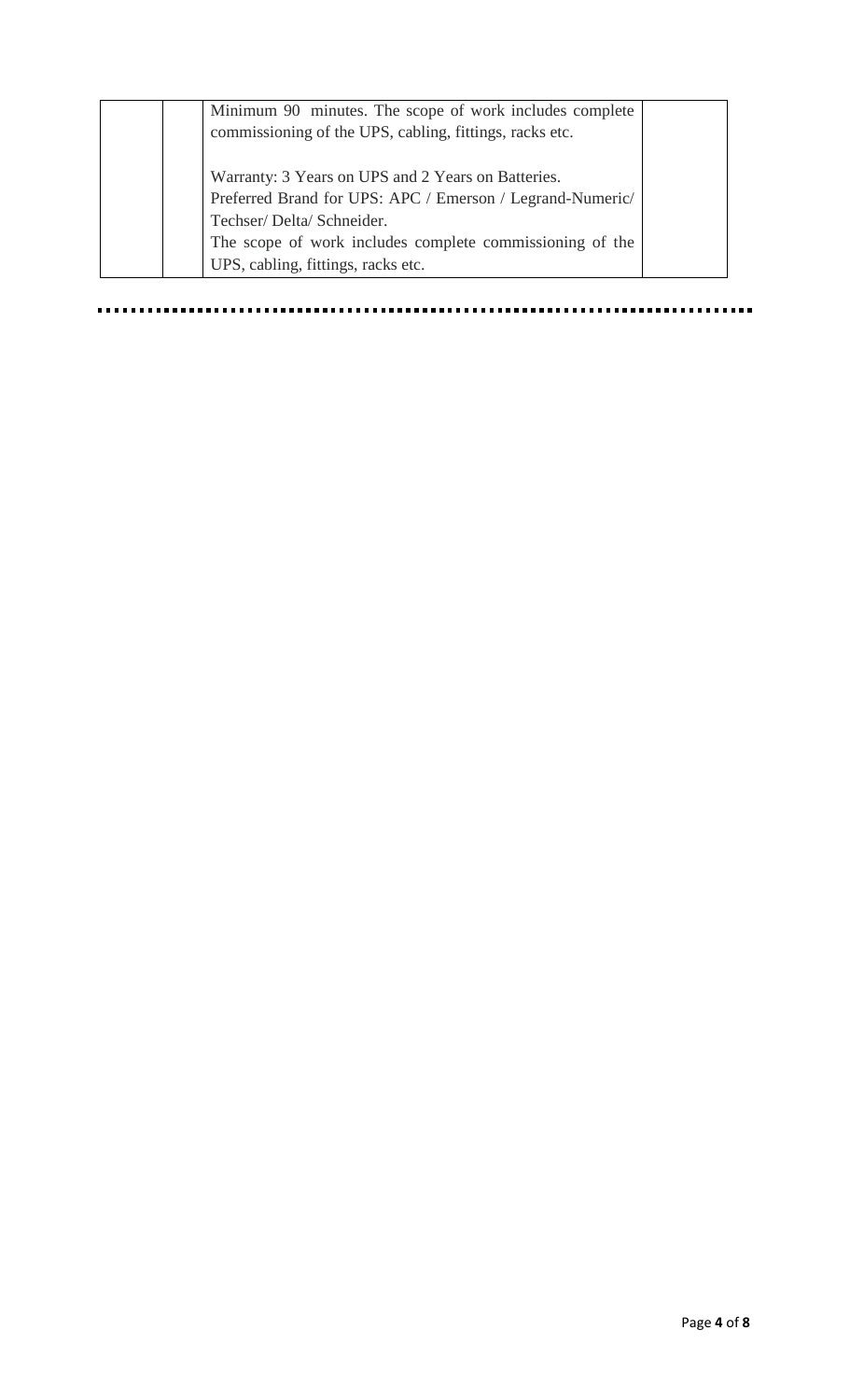|  |  | Minimum 90 minutes. The scope of work includes complete commissioning of the UPS, cabling, fittings, racks etc.<br><br>Warranty: 3 Years on UPS and 2 Years on Batteries.<br>Preferred Brand for UPS: APC / Emerson / Legrand-Numeric/ Techser/ Delta/ Schneider.<br>The scope of work includes complete commissioning of the UPS, cabling, fittings, racks etc. |  |
|---|---|---|---|

........................................................................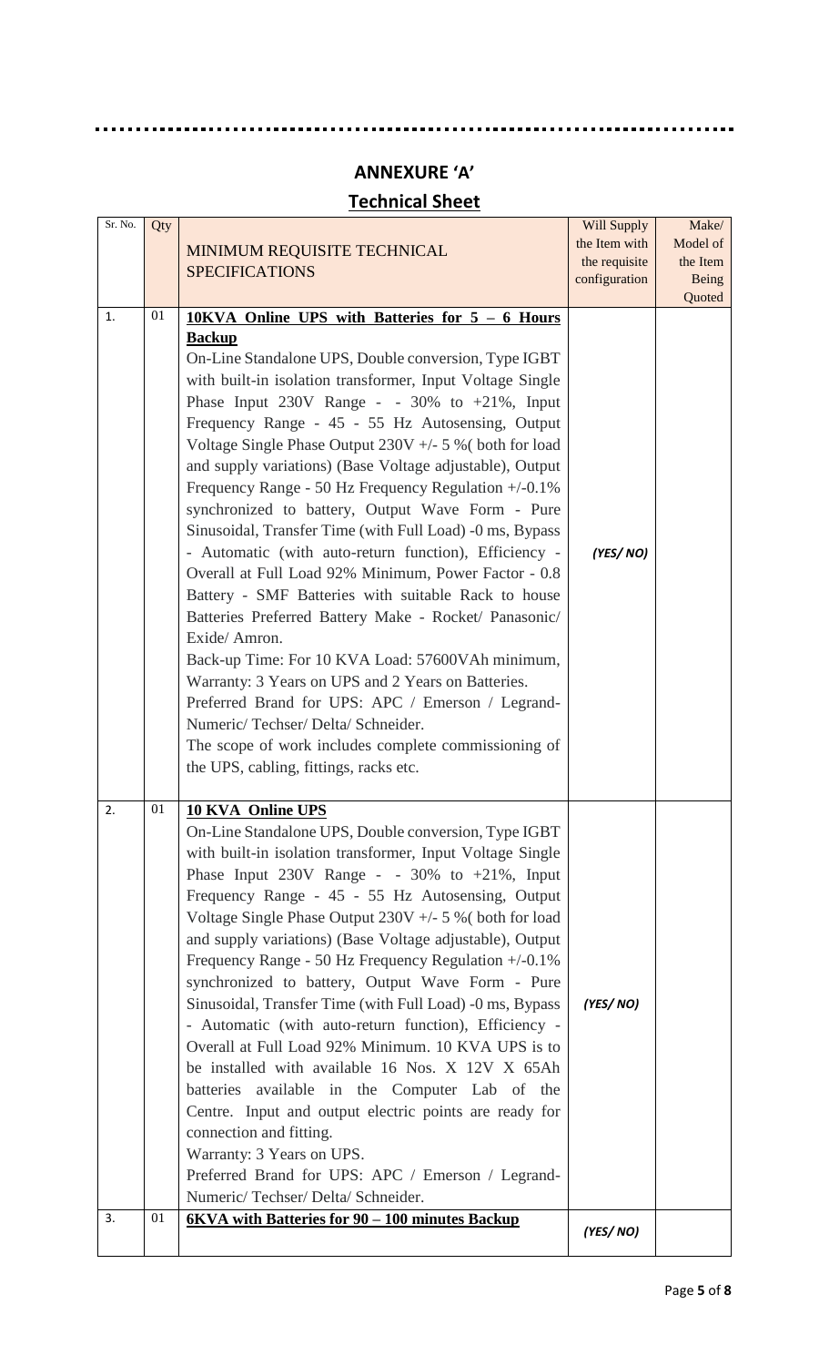## ANNEXURE 'A'

## Technical Sheet

| Sr. No. | Qty | MINIMUM REQUISITE TECHNICAL SPECIFICATIONS | Will Supply the Item with the requisite configuration | Make/ Model of the Item Being Quoted |
|---|---|---|---|---|
| 1. | 01 | **10KVA Online UPS with Batteries for 5 – 6 Hours Backup**<br>On-Line Standalone UPS, Double conversion, Type IGBT with built-in isolation transformer, Input Voltage Single Phase Input 230V Range - - 30% to +21%, Input Frequency Range - 45 - 55 Hz Autosensing, Output Voltage Single Phase Output 230V +/- 5 %( both for load and supply variations) (Base Voltage adjustable), Output Frequency Range - 50 Hz Frequency Regulation +/-0.1% synchronized to battery, Output Wave Form - Pure Sinusoidal, Transfer Time (with Full Load) -0 ms, Bypass - Automatic (with auto-return function), Efficiency - Overall at Full Load 92% Minimum, Power Factor - 0.8 Battery - SMF Batteries with suitable Rack to house Batteries Preferred Battery Make - Rocket/ Panasonic/ Exide/ Amron.<br>Back-up Time: For 10 KVA Load: 57600VAh minimum, Warranty: 3 Years on UPS and 2 Years on Batteries.<br>Preferred Brand for UPS: APC / Emerson / Legrand-Numeric/ Techser/ Delta/ Schneider.<br>The scope of work includes complete commissioning of the UPS, cabling, fittings, racks etc. | *(YES/ NO)* | |
| 2. | 01 | **10 KVA Online UPS**<br>On-Line Standalone UPS, Double conversion, Type IGBT with built-in isolation transformer, Input Voltage Single Phase Input 230V Range - - 30% to +21%, Input Frequency Range - 45 - 55 Hz Autosensing, Output Voltage Single Phase Output 230V +/- 5 %( both for load and supply variations) (Base Voltage adjustable), Output Frequency Range - 50 Hz Frequency Regulation +/-0.1% synchronized to battery, Output Wave Form - Pure Sinusoidal, Transfer Time (with Full Load) -0 ms, Bypass - Automatic (with auto-return function), Efficiency - Overall at Full Load 92% Minimum. 10 KVA UPS is to be installed with available 16 Nos. X 12V X 65Ah batteries available in the Computer Lab of the Centre. Input and output electric points are ready for connection and fitting.<br>Warranty: 3 Years on UPS.<br>Preferred Brand for UPS: APC / Emerson / Legrand-Numeric/ Techser/ Delta/ Schneider. | *(YES/ NO)* | |
| 3. | 01 | **6KVA with Batteries for 90 – 100 minutes Backup** | *(YES/ NO)* | |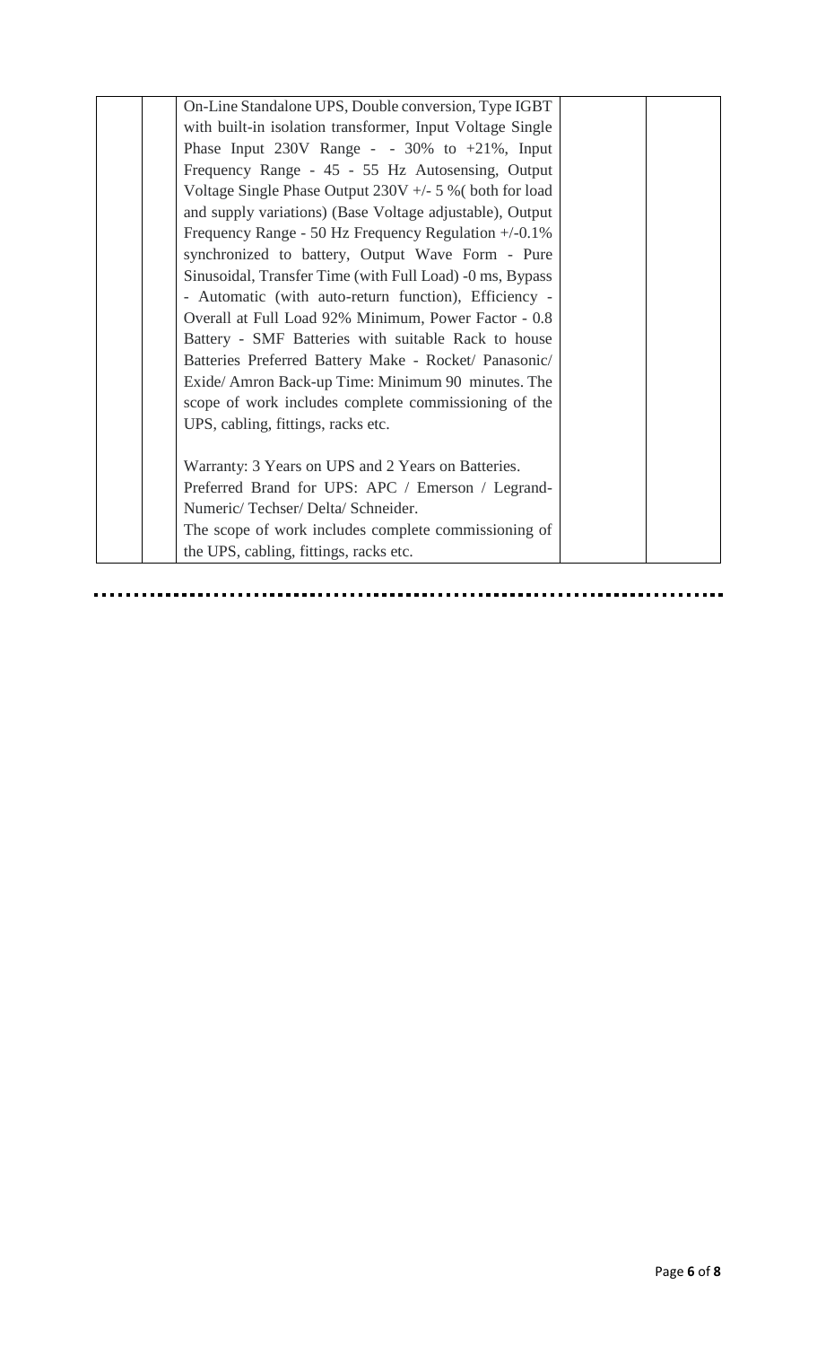| | | | | |
|---|---|---|---|---|
| | | On-Line Standalone UPS, Double conversion, Type IGBT with built-in isolation transformer, Input Voltage Single Phase Input 230V Range - - 30% to +21%, Input Frequency Range - 45 - 55 Hz Autosensing, Output Voltage Single Phase Output 230V +/- 5 %( both for load and supply variations) (Base Voltage adjustable), Output Frequency Range - 50 Hz Frequency Regulation +/-0.1% synchronized to battery, Output Wave Form - Pure Sinusoidal, Transfer Time (with Full Load) -0 ms, Bypass - Automatic (with auto-return function), Efficiency - Overall at Full Load 92% Minimum, Power Factor - 0.8 Battery - SMF Batteries with suitable Rack to house Batteries Preferred Battery Make - Rocket/ Panasonic/ Exide/ Amron Back-up Time: Minimum 90 minutes. The scope of work includes complete commissioning of the UPS, cabling, fittings, racks etc.<br><br>Warranty: 3 Years on UPS and 2 Years on Batteries.<br>Preferred Brand for UPS: APC / Emerson / Legrand-Numeric/ Techser/ Delta/ Schneider.<br>The scope of work includes complete commissioning of the UPS, cabling, fittings, racks etc. | | |

.............................................................................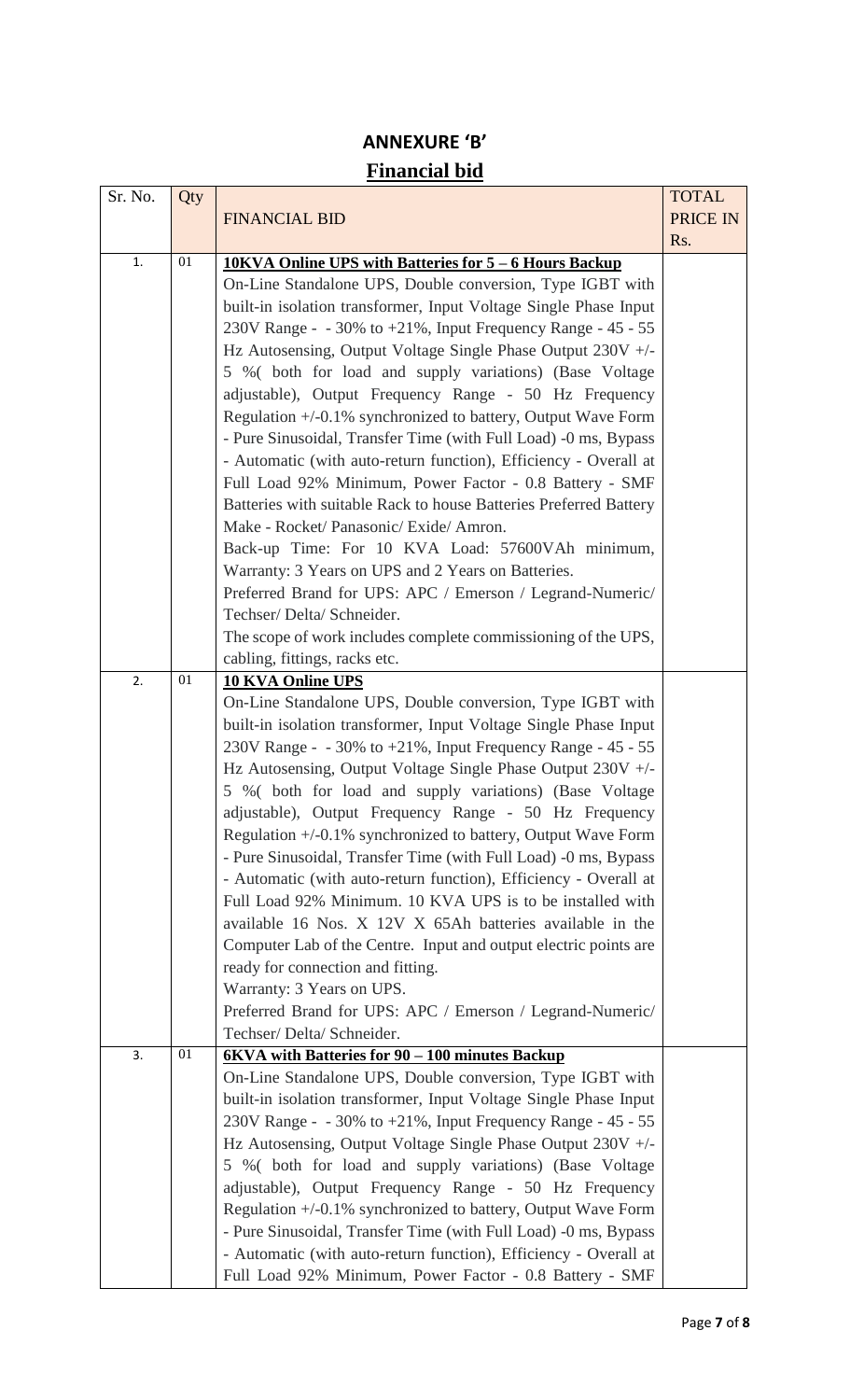## ANNEXURE 'B'

## Financial bid

| Sr. No. | Qty | FINANCIAL BID | TOTAL PRICE IN Rs. |
|---|---|---|---|
| 1. | 01 | **10KVA Online UPS with Batteries for 5 – 6 Hours Backup**<br>On-Line Standalone UPS, Double conversion, Type IGBT with built-in isolation transformer, Input Voltage Single Phase Input 230V Range - - 30% to +21%, Input Frequency Range - 45 - 55 Hz Autosensing, Output Voltage Single Phase Output 230V +/- 5 %( both for load and supply variations) (Base Voltage adjustable), Output Frequency Range - 50 Hz Frequency Regulation +/-0.1% synchronized to battery, Output Wave Form - Pure Sinusoidal, Transfer Time (with Full Load) -0 ms, Bypass - Automatic (with auto-return function), Efficiency - Overall at Full Load 92% Minimum, Power Factor - 0.8 Battery - SMF Batteries with suitable Rack to house Batteries Preferred Battery Make - Rocket/ Panasonic/ Exide/ Amron.<br>Back-up Time: For 10 KVA Load: 57600VAh minimum, Warranty: 3 Years on UPS and 2 Years on Batteries.<br>Preferred Brand for UPS: APC / Emerson / Legrand-Numeric/ Techser/ Delta/ Schneider.<br>The scope of work includes complete commissioning of the UPS, cabling, fittings, racks etc. | |
| 2. | 01 | **10 KVA Online UPS**<br>On-Line Standalone UPS, Double conversion, Type IGBT with built-in isolation transformer, Input Voltage Single Phase Input 230V Range - - 30% to +21%, Input Frequency Range - 45 - 55 Hz Autosensing, Output Voltage Single Phase Output 230V +/- 5 %( both for load and supply variations) (Base Voltage adjustable), Output Frequency Range - 50 Hz Frequency Regulation +/-0.1% synchronized to battery, Output Wave Form - Pure Sinusoidal, Transfer Time (with Full Load) -0 ms, Bypass - Automatic (with auto-return function), Efficiency - Overall at Full Load 92% Minimum. 10 KVA UPS is to be installed with available 16 Nos. X 12V X 65Ah batteries available in the Computer Lab of the Centre. Input and output electric points are ready for connection and fitting.<br>Warranty: 3 Years on UPS.<br>Preferred Brand for UPS: APC / Emerson / Legrand-Numeric/ Techser/ Delta/ Schneider. | |
| 3. | 01 | **6KVA with Batteries for 90 – 100 minutes Backup**<br>On-Line Standalone UPS, Double conversion, Type IGBT with built-in isolation transformer, Input Voltage Single Phase Input 230V Range - - 30% to +21%, Input Frequency Range - 45 - 55 Hz Autosensing, Output Voltage Single Phase Output 230V +/- 5 %( both for load and supply variations) (Base Voltage adjustable), Output Frequency Range - 50 Hz Frequency Regulation +/-0.1% synchronized to battery, Output Wave Form - Pure Sinusoidal, Transfer Time (with Full Load) -0 ms, Bypass - Automatic (with auto-return function), Efficiency - Overall at Full Load 92% Minimum, Power Factor - 0.8 Battery - SMF | |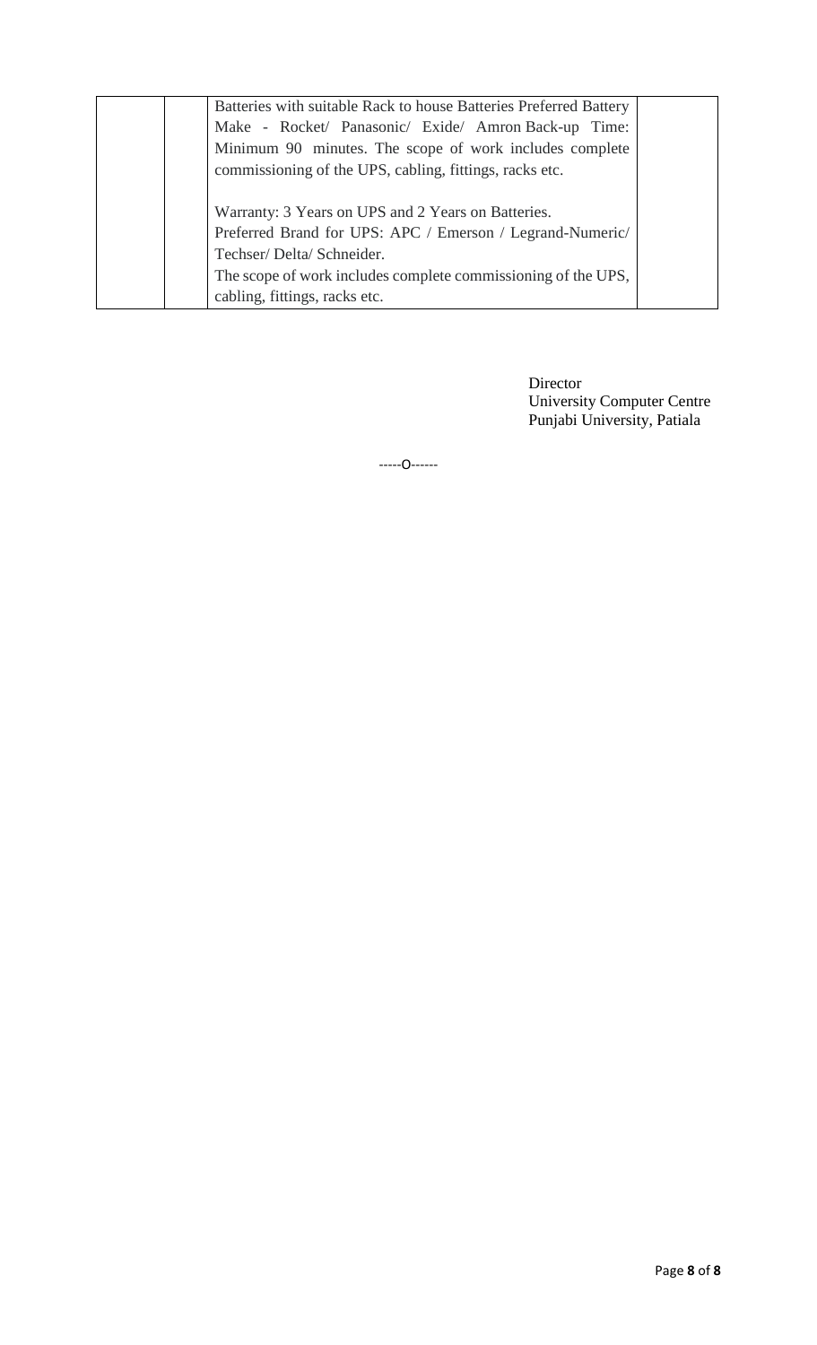| | | | |
|---|---|---|---|
| | | Batteries with suitable Rack to house Batteries Preferred Battery Make - Rocket/ Panasonic/ Exide/ Amron Back-up Time: Minimum 90 minutes. The scope of work includes complete commissioning of the UPS, cabling, fittings, racks etc.<br><br>Warranty: 3 Years on UPS and 2 Years on Batteries.<br>Preferred Brand for UPS: APC / Emerson / Legrand-Numeric/ Techser/ Delta/ Schneider.<br>The scope of work includes complete commissioning of the UPS, cabling, fittings, racks etc. | |

Director
University Computer Centre
Punjabi University, Patiala

-----o------